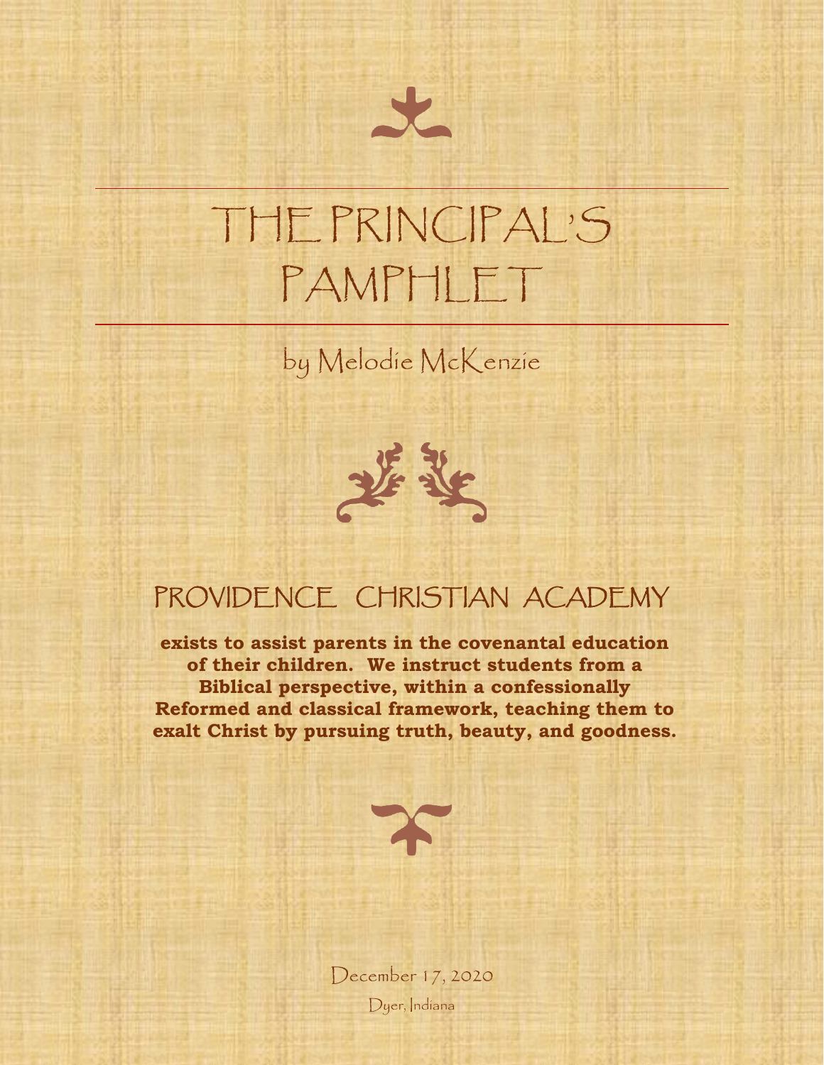# THE PRINCIPAL'S PAMPHLET

by Melodie McKenzie

## PROVIDENCE CHRISTIAN ACADEMY

**exists to assist parents in the covenantal education of their children. We instruct students from a Biblical perspective, within a confessionally Reformed and classical framework, teaching them to exalt Christ by pursuing truth, beauty, and goodness.**

December 17, 2020

Dyer, Indiana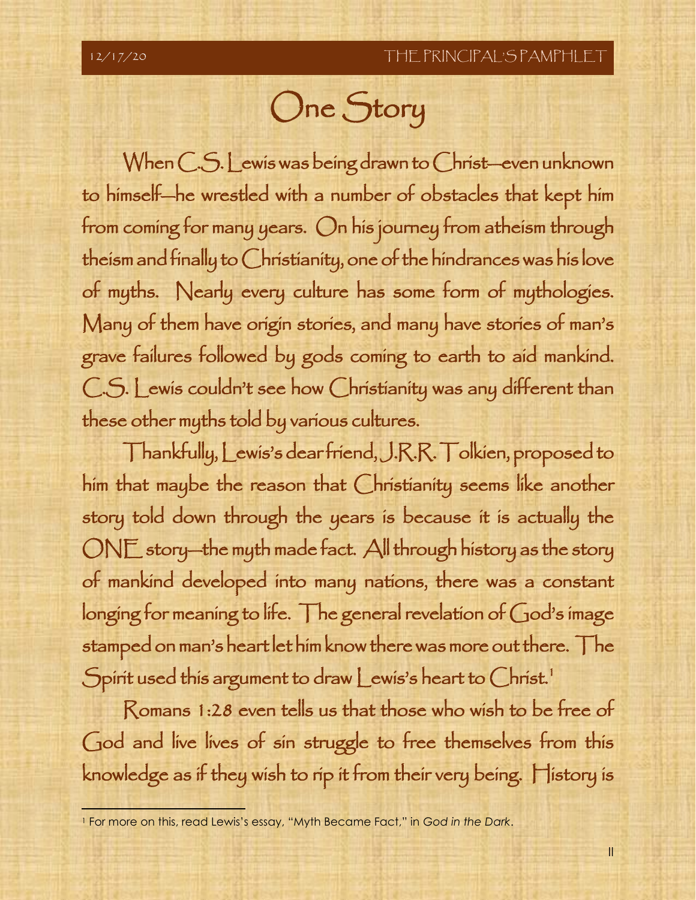# One Story

When C.S. Lewis was being drawn to Christ—even unknown to himself—he wrestled with a number of obstacles that kept him from coming for many years. On his journey from atheism through theism and finally to Christianity, one of the hindrances was his love of myths. Nearly every culture has some form of mythologies. Many of them have origin stories, and many have stories of man's grave failures followed by gods coming to earth to aid mankind. C.S. Lewis couldn't see how Christianity was any different than these other myths told by various cultures.

Thankfully, Lewis's dear friend, J.R.R. Tolkien, proposed to him that maybe the reason that Christianity seems like another story told down through the years is because it is actually the ONE story—the myth made fact. All through history as the story of mankind developed into many nations, there was a constant longing for meaning to life. The general revelation of God's image stamped on man's heart let him know there was more out there. The Spirit used this argument to draw Lewis's heart to Christ.[1]

Romans 1:28 even tells us that those who wish to be free of God and live lives of sin struggle to free themselves from this knowledge as if they wish to rip it from their very being. History is

[1] For more on this, read Lewis's essay, "Myth Became Fact," in *God in the Dark*.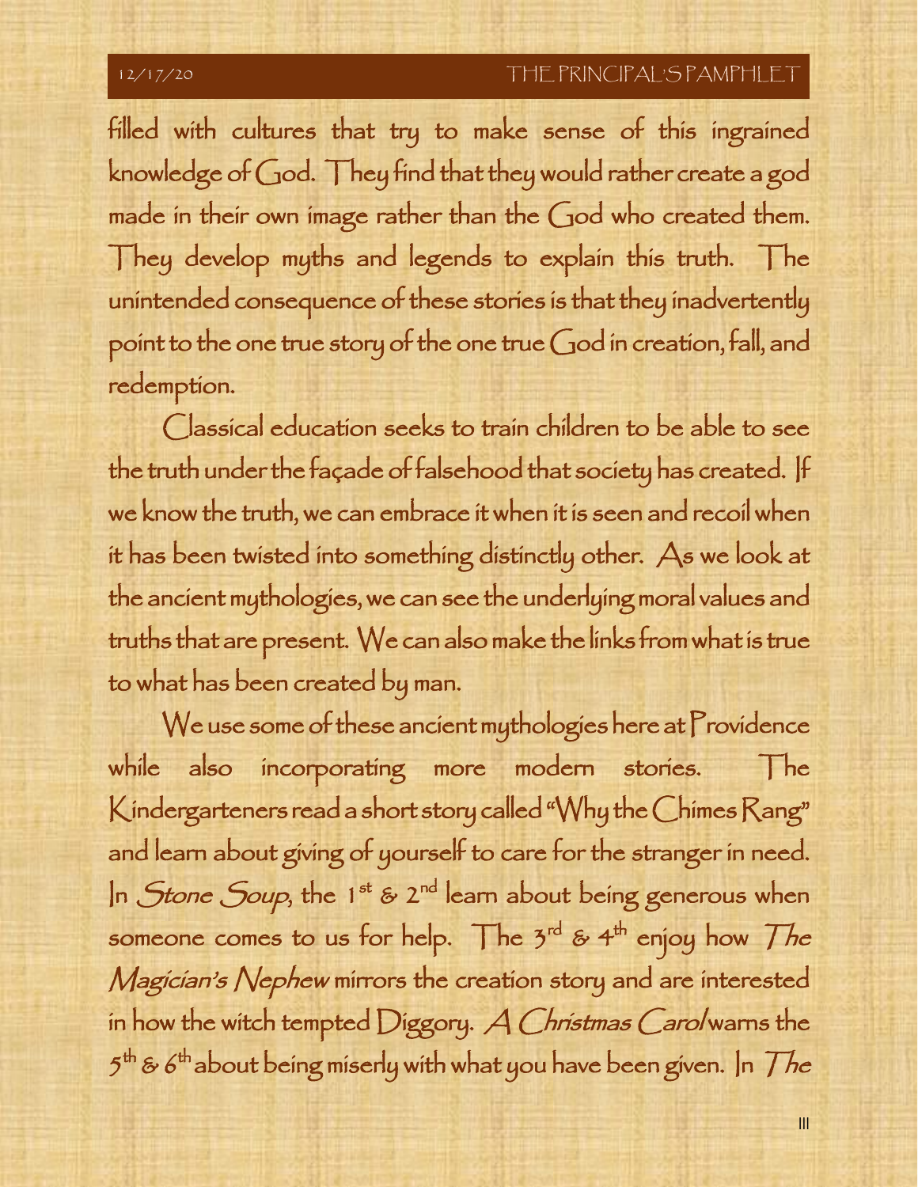filled with cultures that try to make sense of this ingrained knowledge of God. They find that they would rather create a god made in their own image rather than the God who created them. They develop myths and legends to explain this truth. The unintended consequence of these stories is that they inadvertently point to the one true story of the one true God in creation, fall, and redemption.

Classical education seeks to train children to be able to see the truth under the façade of falsehood that society has created. If we know the truth, we can embrace it when it is seen and recoil when it has been twisted into something distinctly other. As we look at the ancient mythologies, we can see the underlying moral values and truths that are present. We can also make the links from what is true to what has been created by man.

We use some of these ancient mythologies here at Providence while also incorporating more modern stories. The Kindergarteners read a short story called "Why the Chimes Rang" and learn about giving of yourself to care for the stranger in need. In *Stone Soup*, the 1st & 2nd learn about being generous when someone comes to us for help. The 3rd & 4th enjoy how *The Magician's Nephew* mirrors the creation story and are interested in how the witch tempted Diggory. *A Christmas Carol* warns the 5th & 6th about being miserly with what you have been given. In *The*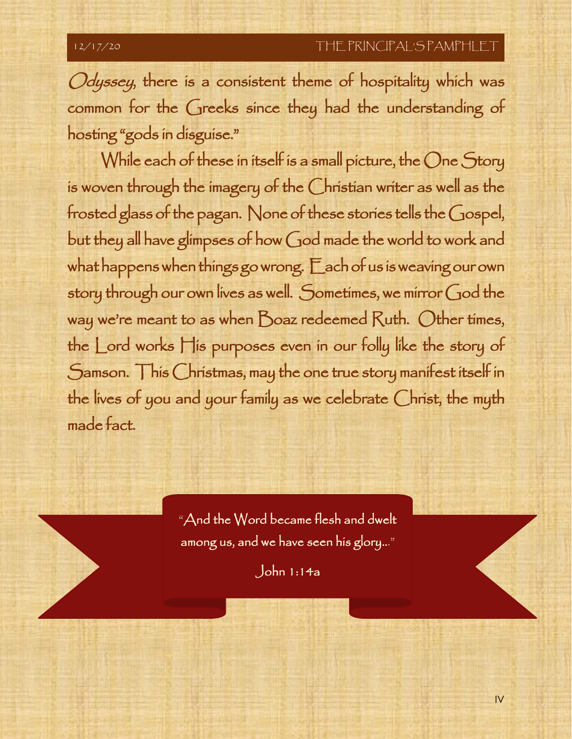*Odyssey*, there is a consistent theme of hospitality which was common for the Greeks since they had the understanding of hosting "gods in disguise."

While each of these in itself is a small picture, the One Story is woven through the imagery of the Christian writer as well as the frosted glass of the pagan. None of these stories tells the Gospel, but they all have glimpses of how God made the world to work and what happens when things go wrong. Each of us is weaving our own story through our own lives as well. Sometimes, we mirror God the way we're meant to as when Boaz redeemed Ruth. Other times, the Lord works His purposes even in our folly like the story of Samson. This Christmas, may the one true story manifest itself in the lives of you and your family as we celebrate Christ, the myth made fact.

> "And the Word became flesh and dwelt among us, and we have seen his glory..."
>
> John 1:14a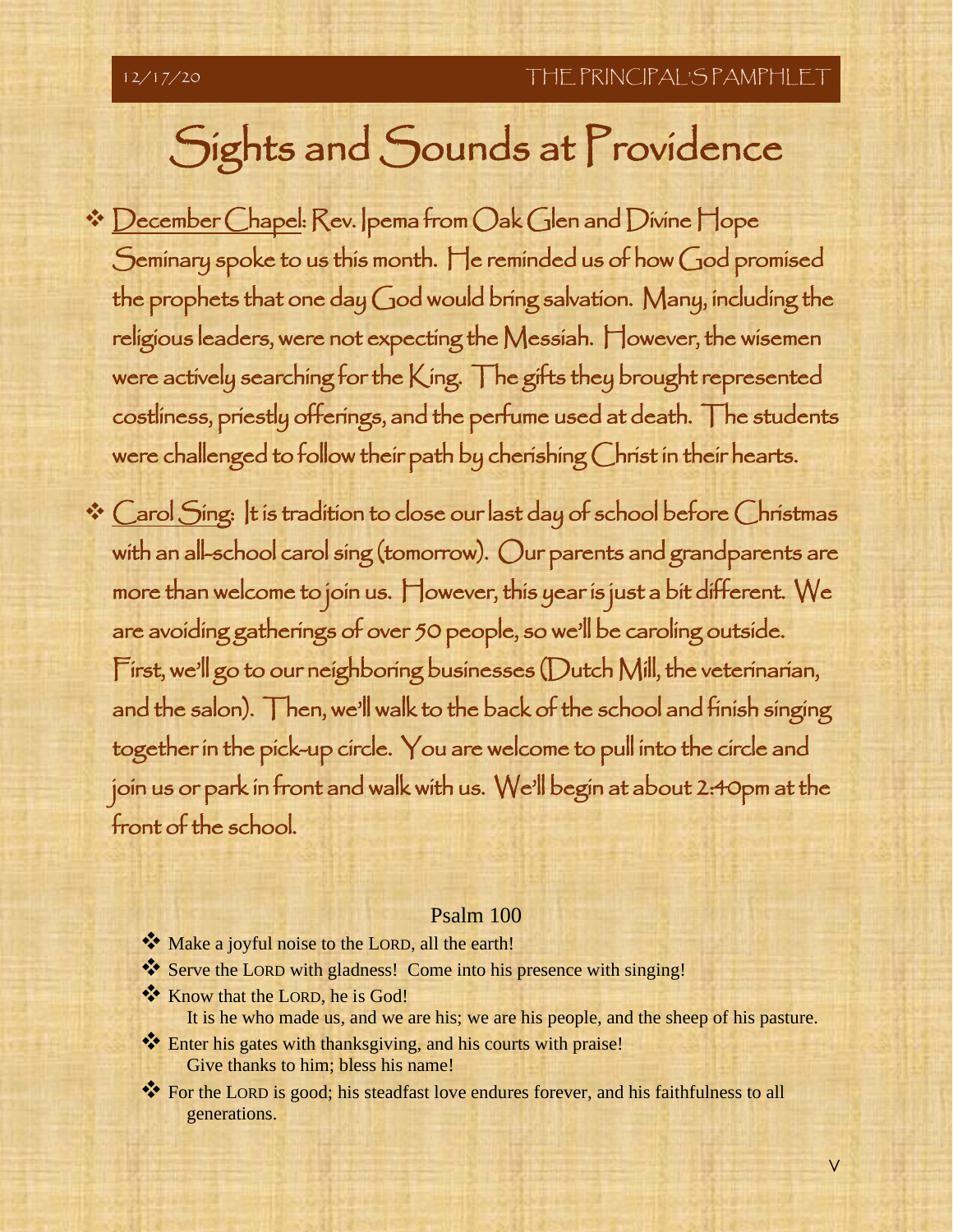# Sights and Sounds at Providence

- December Chapel: Rev. Ipema from Oak Glen and Divine Hope Seminary spoke to us this month. He reminded us of how God promised the prophets that one day God would bring salvation. Many, including the religious leaders, were not expecting the Messiah. However, the wisemen were actively searching for the King. The gifts they brought represented costliness, priestly offerings, and the perfume used at death. The students were challenged to follow their path by cherishing Christ in their hearts.
- Carol Sing: It is tradition to close our last day of school before Christmas with an all-school carol sing (tomorrow). Our parents and grandparents are more than welcome to join us. However, this year is just a bit different. We are avoiding gatherings of over 50 people, so we'll be caroling outside. First, we'll go to our neighboring businesses (Dutch Mill, the veterinarian, and the salon). Then, we'll walk to the back of the school and finish singing together in the pick-up circle. You are welcome to pull into the circle and join us or park in front and walk with us. We'll begin at about 2:40pm at the front of the school.

## Psalm 100

- Make a joyful noise to the LORD, all the earth!
- Serve the LORD with gladness! Come into his presence with singing!
- Know that the LORD, he is God!
  It is he who made us, and we are his; we are his people, and the sheep of his pasture.
- Enter his gates with thanksgiving, and his courts with praise!
  Give thanks to him; bless his name!
- For the LORD is good; his steadfast love endures forever, and his faithfulness to all generations.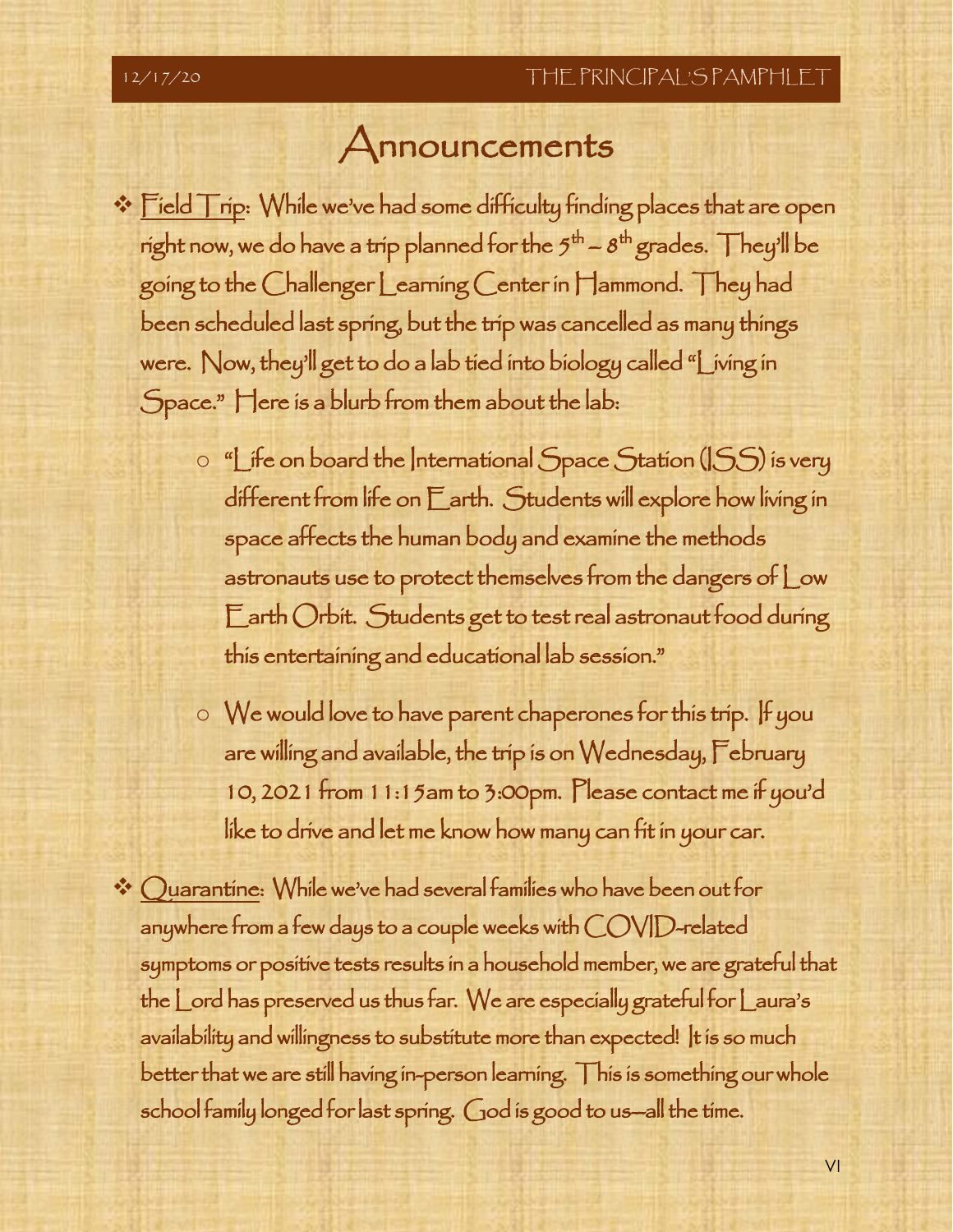# Announcements

- Field Trip: While we've had some difficulty finding places that are open right now, we do have a trip planned for the 5th – 8th grades. They'll be going to the Challenger Learning Center in Hammond. They had been scheduled last spring, but the trip was cancelled as many things were. Now, they'll get to do a lab tied into biology called "Living in Space." Here is a blurb from them about the lab:
    - "Life on board the International Space Station (ISS) is very different from life on Earth. Students will explore how living in space affects the human body and examine the methods astronauts use to protect themselves from the dangers of Low Earth Orbit. Students get to test real astronaut food during this entertaining and educational lab session."
    - We would love to have parent chaperones for this trip. If you are willing and available, the trip is on Wednesday, February 10, 2021 from 11:15am to 3:00pm. Please contact me if you'd like to drive and let me know how many can fit in your car.
- Quarantine: While we've had several families who have been out for anywhere from a few days to a couple weeks with COVID-related symptoms or positive tests results in a household member, we are grateful that the Lord has preserved us thus far. We are especially grateful for Laura's availability and willingness to substitute more than expected! It is so much better that we are still having in-person learning. This is something our whole school family longed for last spring. God is good to us—all the time.